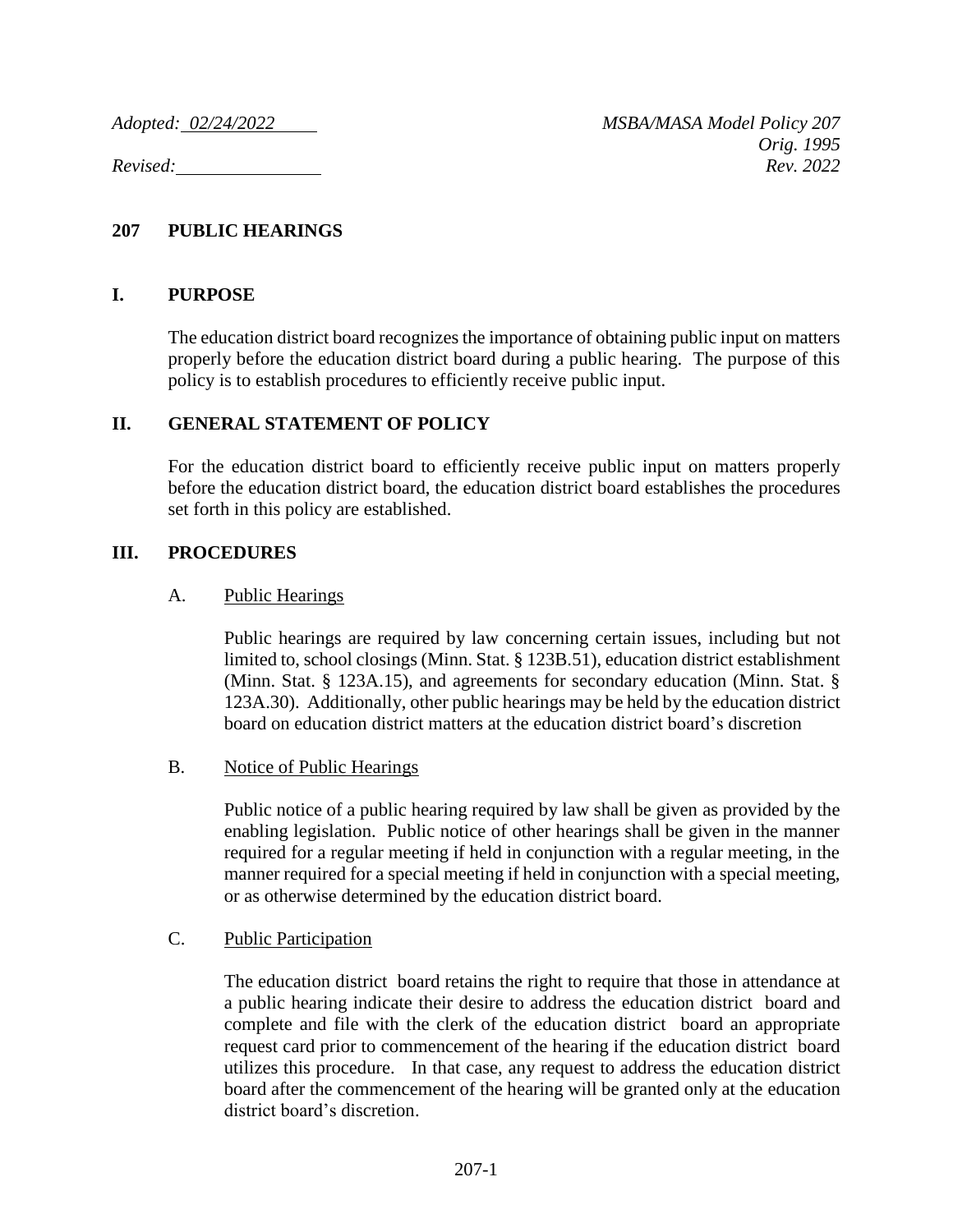*Adopted: 02/24/2022*

*Revised:*

*MSBA/MASA Model Policy 207*
*Orig. 1995*
*Rev. 2022*

# 207 PUBLIC HEARINGS

## I. PURPOSE

The education district board recognizes the importance of obtaining public input on matters properly before the education district board during a public hearing. The purpose of this policy is to establish procedures to efficiently receive public input.

## II. GENERAL STATEMENT OF POLICY

For the education district board to efficiently receive public input on matters properly before the education district board, the education district board establishes the procedures set forth in this policy are established.

## III. PROCEDURES

### A. Public Hearings

Public hearings are required by law concerning certain issues, including but not limited to, school closings (Minn. Stat. § 123B.51), education district establishment (Minn. Stat. § 123A.15), and agreements for secondary education (Minn. Stat. § 123A.30). Additionally, other public hearings may be held by the education district board on education district matters at the education district board's discretion

### B. Notice of Public Hearings

Public notice of a public hearing required by law shall be given as provided by the enabling legislation. Public notice of other hearings shall be given in the manner required for a regular meeting if held in conjunction with a regular meeting, in the manner required for a special meeting if held in conjunction with a special meeting, or as otherwise determined by the education district board.

### C. Public Participation

The education district board retains the right to require that those in attendance at a public hearing indicate their desire to address the education district board and complete and file with the clerk of the education district board an appropriate request card prior to commencement of the hearing if the education district board utilizes this procedure. In that case, any request to address the education district board after the commencement of the hearing will be granted only at the education district board's discretion.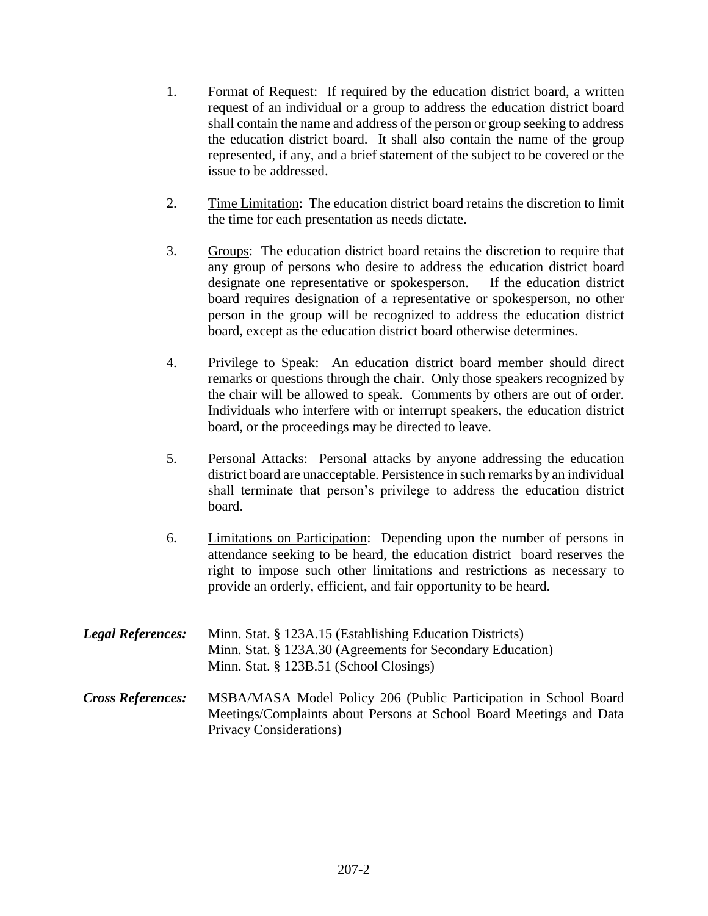1. Format of Request: If required by the education district board, a written request of an individual or a group to address the education district board shall contain the name and address of the person or group seeking to address the education district board. It shall also contain the name of the group represented, if any, and a brief statement of the subject to be covered or the issue to be addressed.

2. Time Limitation: The education district board retains the discretion to limit the time for each presentation as needs dictate.

3. Groups: The education district board retains the discretion to require that any group of persons who desire to address the education district board designate one representative or spokesperson. If the education district board requires designation of a representative or spokesperson, no other person in the group will be recognized to address the education district board, except as the education district board otherwise determines.

4. Privilege to Speak: An education district board member should direct remarks or questions through the chair. Only those speakers recognized by the chair will be allowed to speak. Comments by others are out of order. Individuals who interfere with or interrupt speakers, the education district board, or the proceedings may be directed to leave.

5. Personal Attacks: Personal attacks by anyone addressing the education district board are unacceptable. Persistence in such remarks by an individual shall terminate that person's privilege to address the education district board.

6. Limitations on Participation: Depending upon the number of persons in attendance seeking to be heard, the education district board reserves the right to impose such other limitations and restrictions as necessary to provide an orderly, efficient, and fair opportunity to be heard.

***Legal References:*** Minn. Stat. § 123A.15 (Establishing Education Districts)
Minn. Stat. § 123A.30 (Agreements for Secondary Education)
Minn. Stat. § 123B.51 (School Closings)

***Cross References:*** MSBA/MASA Model Policy 206 (Public Participation in School Board Meetings/Complaints about Persons at School Board Meetings and Data Privacy Considerations)